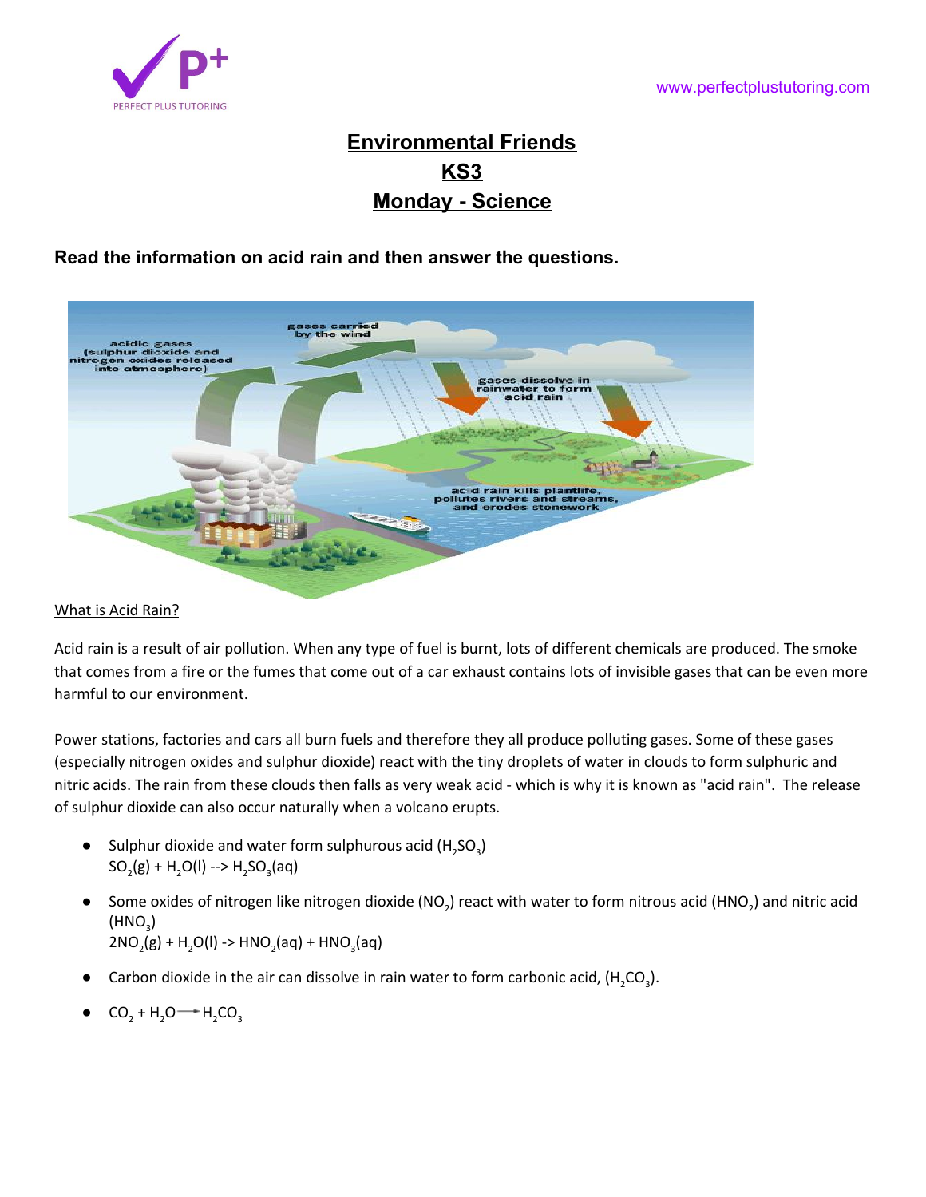# Environmental Friends

## KS3

## Monday - Science

**Read the information on acid rain and then answer the questions.**

What is Acid Rain?

Acid rain is a result of air pollution. When any type of fuel is burnt, lots of different chemicals are produced. The smoke that comes from a fire or the fumes that come out of a car exhaust contains lots of invisible gases that can be even more harmful to our environment.

Power stations, factories and cars all burn fuels and therefore they all produce polluting gases. Some of these gases (especially nitrogen oxides and sulphur dioxide) react with the tiny droplets of water in clouds to form sulphuric and nitric acids. The rain from these clouds then falls as very weak acid - which is why it is known as "acid rain". The release of sulphur dioxide can also occur naturally when a volcano erupts.

- Sulphur dioxide and water form sulphurous acid ($H_2SO_3$)
  $SO_2(g) + H_2O(l) \dashrightarrow H_2SO_3(aq)$
- Some oxides of nitrogen like nitrogen dioxide ($NO_2$) react with water to form nitrous acid ($HNO_2$) and nitric acid ($HNO_3$)
  $2NO_2(g) + H_2O(l) \rightarrow HNO_2(aq) + HNO_3(aq)$
- Carbon dioxide in the air can dissolve in rain water to form carbonic acid, ($H_2CO_3$).
- $CO_2 + H_2O \rightarrow H_2CO_3$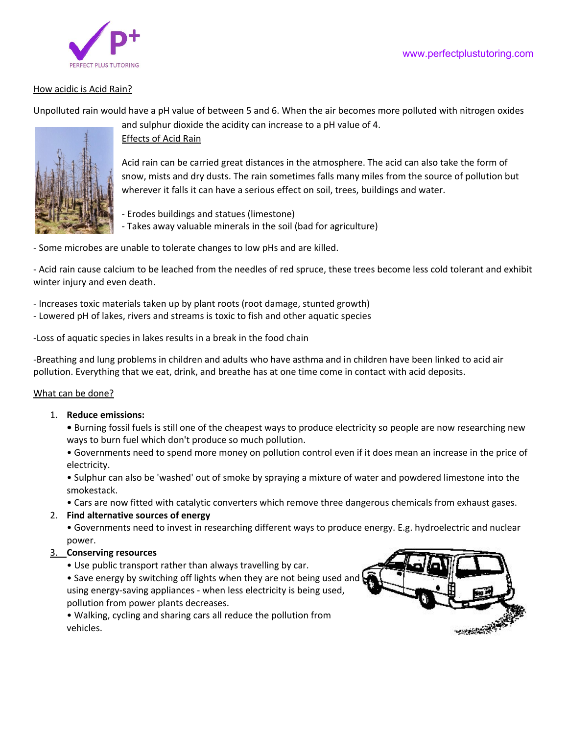## How acidic is Acid Rain?

Unpolluted rain would have a pH value of between 5 and 6. When the air becomes more polluted with nitrogen oxides and sulphur dioxide the acidity can increase to a pH value of 4.

## Effects of Acid Rain

Acid rain can be carried great distances in the atmosphere. The acid can also take the form of snow, mists and dry dusts. The rain sometimes falls many miles from the source of pollution but wherever it falls it can have a serious effect on soil, trees, buildings and water.

- Erodes buildings and statues (limestone)
- Takes away valuable minerals in the soil (bad for agriculture)

- Some microbes are unable to tolerate changes to low pHs and are killed.

- Acid rain cause calcium to be leached from the needles of red spruce, these trees become less cold tolerant and exhibit winter injury and even death.

- Increases toxic materials taken up by plant roots (root damage, stunted growth)
- Lowered pH of lakes, rivers and streams is toxic to fish and other aquatic species

-Loss of aquatic species in lakes results in a break in the food chain

-Breathing and lung problems in children and adults who have asthma and in children have been linked to acid air pollution. Everything that we eat, drink, and breathe has at one time come in contact with acid deposits.

## What can be done?

1. **Reduce emissions:**
   - Burning fossil fuels is still one of the cheapest ways to produce electricity so people are now researching new ways to burn fuel which don't produce so much pollution.
   - Governments need to spend more money on pollution control even if it does mean an increase in the price of electricity.
   - Sulphur can also be 'washed' out of smoke by spraying a mixture of water and powdered limestone into the smokestack.
   - Cars are now fitted with catalytic converters which remove three dangerous chemicals from exhaust gases.
2. **Find alternative sources of energy**
   - Governments need to invest in researching different ways to produce energy. E.g. hydroelectric and nuclear power.
3. **Conserving resources**
   - Use public transport rather than always travelling by car.
   - Save energy by switching off lights when they are not being used and using energy-saving appliances - when less electricity is being used, pollution from power plants decreases.
   - Walking, cycling and sharing cars all reduce the pollution from vehicles.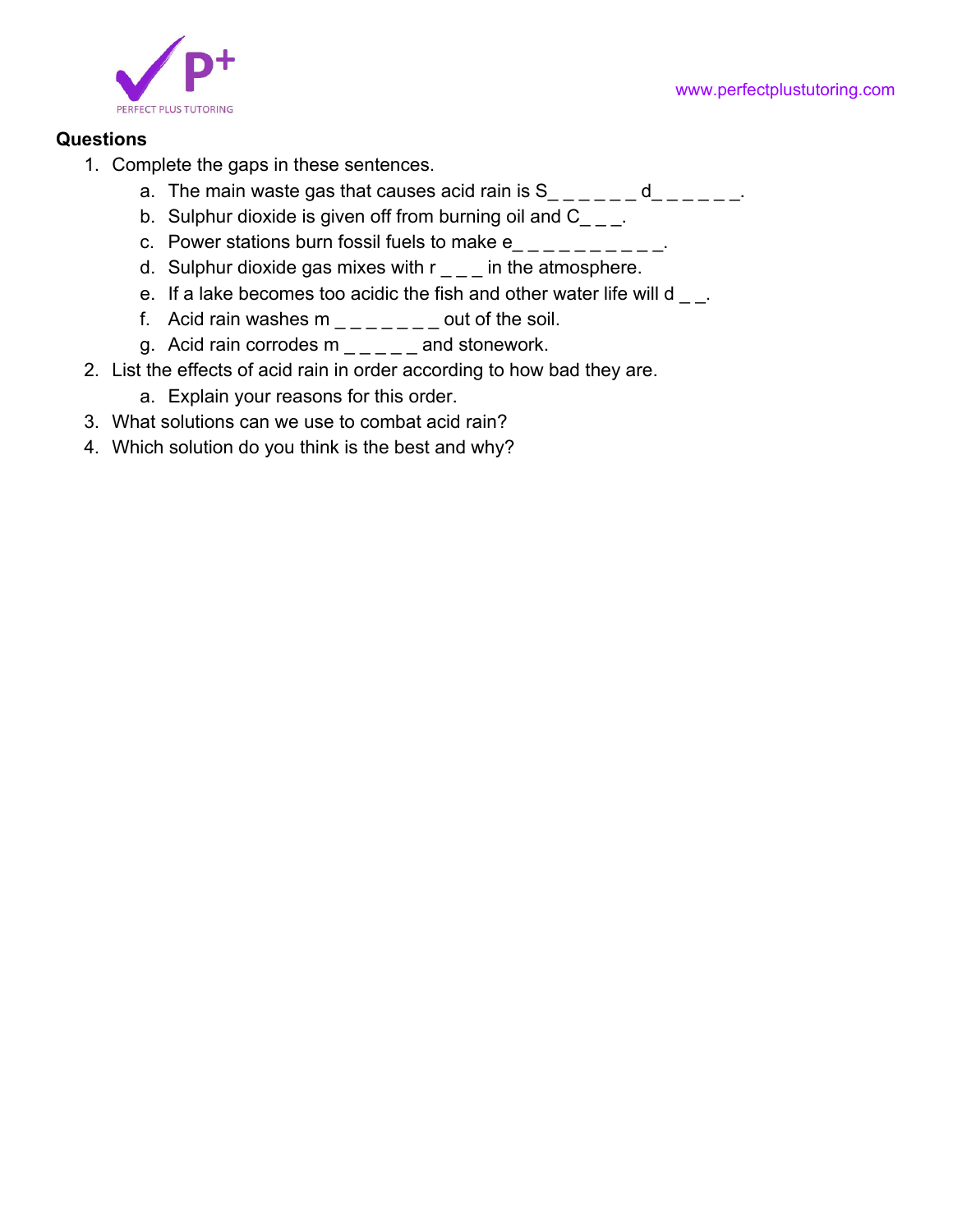## Questions

1. Complete the gaps in these sentences.
   a. The main waste gas that causes acid rain is S_ _ _ _ _ _ d_ _ _ _ _ _.
   b. Sulphur dioxide is given off from burning oil and C_ _ _.
   c. Power stations burn fossil fuels to make e_ _ _ _ _ _ _ _ _ _.
   d. Sulphur dioxide gas mixes with r _ _ _ in the atmosphere.
   e. If a lake becomes too acidic the fish and other water life will d _ _.
   f. Acid rain washes m _ _ _ _ _ _ _ out of the soil.
   g. Acid rain corrodes m _ _ _ _ _ and stonework.
2. List the effects of acid rain in order according to how bad they are.
   a. Explain your reasons for this order.
3. What solutions can we use to combat acid rain?
4. Which solution do you think is the best and why?